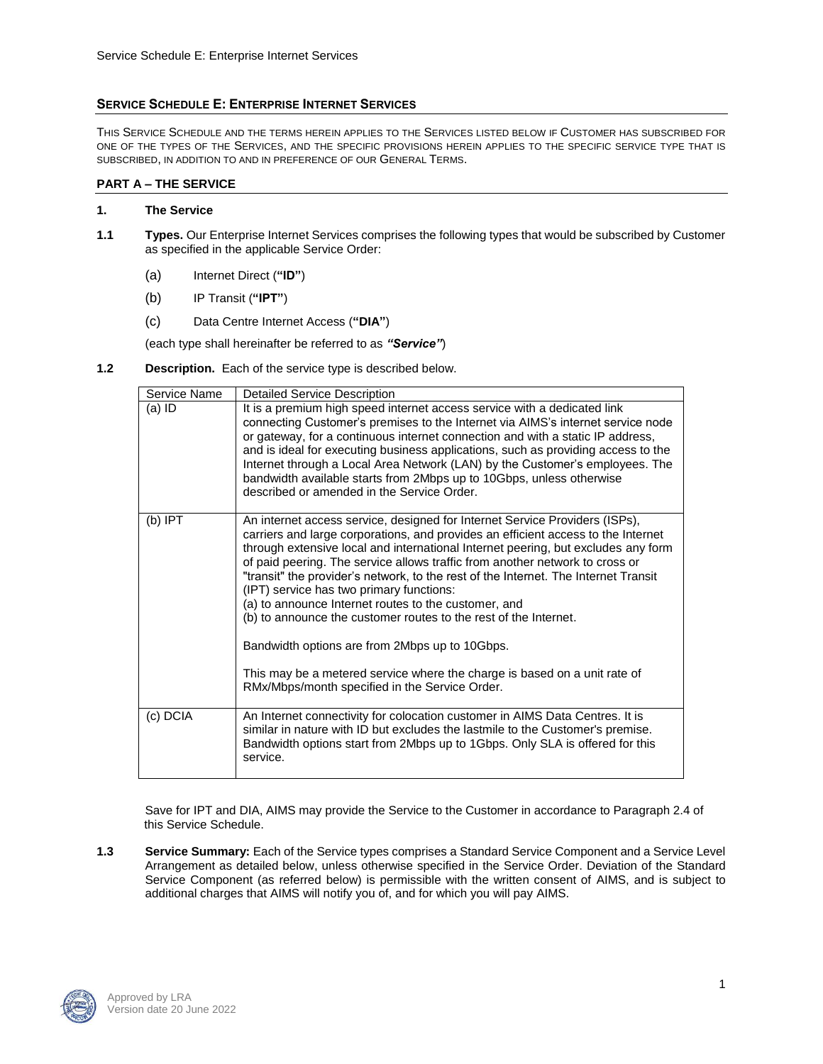## SERVICE SCHEDULE E: ENTERPRISE INTERNET SERVICES

THIS SERVICE SCHEDULE AND THE TERMS HEREIN APPLIES TO THE SERVICES LISTED BELOW IF CUSTOMER HAS SUBSCRIBED FOR ONE OF THE TYPES OF THE SERVICES, AND THE SPECIFIC PROVISIONS HEREIN APPLIES TO THE SPECIFIC SERVICE TYPE THAT IS SUBSCRIBED, IN ADDITION TO AND IN PREFERENCE OF OUR GENERAL TERMS.

### PART A – THE SERVICE

**1. The Service**

**1.1 Types.** Our Enterprise Internet Services comprises the following types that would be subscribed by Customer as specified in the applicable Service Order:

(a) Internet Direct (**"ID"**)

(b) IP Transit (**"IPT"**)

(c) Data Centre Internet Access (**"DIA"**)

(each type shall hereinafter be referred to as ***"Service"***)

**1.2 Description.** Each of the service type is described below.

| Service Name | Detailed Service Description |
|---|---|
| (a) ID | It is a premium high speed internet access service with a dedicated link connecting Customer's premises to the Internet via AIMS's internet service node or gateway, for a continuous internet connection and with a static IP address, and is ideal for executing business applications, such as providing access to the Internet through a Local Area Network (LAN) by the Customer's employees. The bandwidth available starts from 2Mbps up to 10Gbps, unless otherwise described or amended in the Service Order. |
| (b) IPT | An internet access service, designed for Internet Service Providers (ISPs), carriers and large corporations, and provides an efficient access to the Internet through extensive local and international Internet peering, but excludes any form of paid peering. The service allows traffic from another network to cross or "transit" the provider's network, to the rest of the Internet. The Internet Transit (IPT) service has two primary functions:<br>(a) to announce Internet routes to the customer, and<br>(b) to announce the customer routes to the rest of the Internet.<br><br>Bandwidth options are from 2Mbps up to 10Gbps.<br><br>This may be a metered service where the charge is based on a unit rate of RMx/Mbps/month specified in the Service Order. |
| (c) DCIA | An Internet connectivity for colocation customer in AIMS Data Centres. It is similar in nature with ID but excludes the lastmile to the Customer's premise. Bandwidth options start from 2Mbps up to 1Gbps. Only SLA is offered for this service. |

Save for IPT and DIA, AIMS may provide the Service to the Customer in accordance to Paragraph 2.4 of this Service Schedule.

**1.3 Service Summary:** Each of the Service types comprises a Standard Service Component and a Service Level Arrangement as detailed below, unless otherwise specified in the Service Order. Deviation of the Standard Service Component (as referred below) is permissible with the written consent of AIMS, and is subject to additional charges that AIMS will notify you of, and for which you will pay AIMS.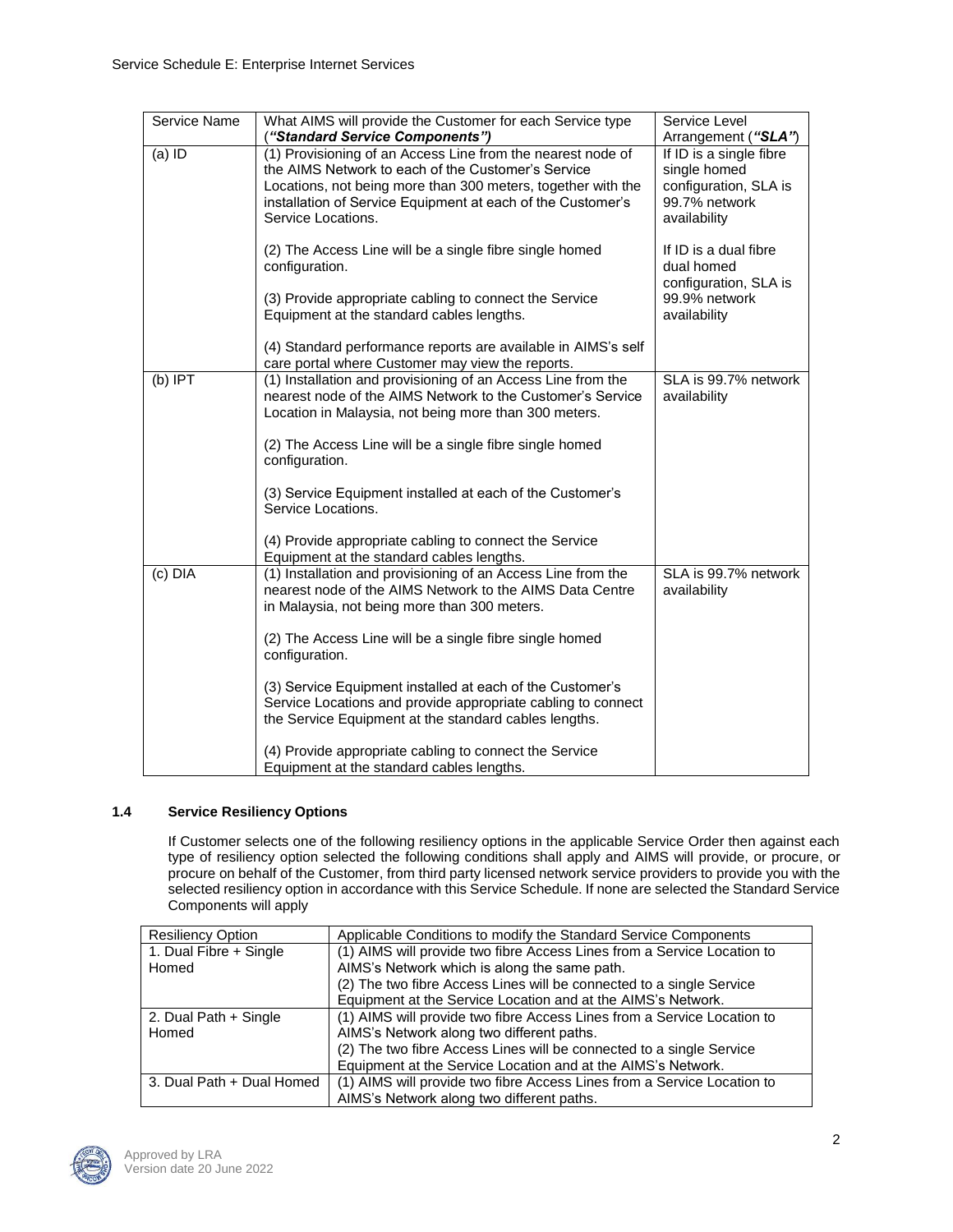| Service Name | What AIMS will provide the Customer for each Service type (***"Standard Service Components")*** | Service Level Arrangement (***"SLA"***) |
|---|---|---|
| (a) ID | (1) Provisioning of an Access Line from the nearest node of the AIMS Network to each of the Customer's Service Locations, not being more than 300 meters, together with the installation of Service Equipment at each of the Customer's Service Locations.<br><br>(2) The Access Line will be a single fibre single homed configuration.<br><br>(3) Provide appropriate cabling to connect the Service Equipment at the standard cables lengths.<br><br>(4) Standard performance reports are available in AIMS's self care portal where Customer may view the reports. | If ID is a single fibre single homed configuration, SLA is 99.7% network availability<br><br>If ID is a dual fibre dual homed configuration, SLA is 99.9% network availability |
| (b) IPT | (1) Installation and provisioning of an Access Line from the nearest node of the AIMS Network to the Customer's Service Location in Malaysia, not being more than 300 meters.<br><br>(2) The Access Line will be a single fibre single homed configuration.<br><br>(3) Service Equipment installed at each of the Customer's Service Locations.<br><br>(4) Provide appropriate cabling to connect the Service Equipment at the standard cables lengths. | SLA is 99.7% network availability |
| (c) DIA | (1) Installation and provisioning of an Access Line from the nearest node of the AIMS Network to the AIMS Data Centre in Malaysia, not being more than 300 meters.<br><br>(2) The Access Line will be a single fibre single homed configuration.<br><br>(3) Service Equipment installed at each of the Customer's Service Locations and provide appropriate cabling to connect the Service Equipment at the standard cables lengths.<br><br>(4) Provide appropriate cabling to connect the Service Equipment at the standard cables lengths. | SLA is 99.7% network availability |

### 1.4 Service Resiliency Options

If Customer selects one of the following resiliency options in the applicable Service Order then against each type of resiliency option selected the following conditions shall apply and AIMS will provide, or procure, or procure on behalf of the Customer, from third party licensed network service providers to provide you with the selected resiliency option in accordance with this Service Schedule. If none are selected the Standard Service Components will apply

| Resiliency Option | Applicable Conditions to modify the Standard Service Components |
|---|---|
| 1. Dual Fibre + Single Homed | (1) AIMS will provide two fibre Access Lines from a Service Location to AIMS's Network which is along the same path.<br>(2) The two fibre Access Lines will be connected to a single Service Equipment at the Service Location and at the AIMS's Network. |
| 2. Dual Path + Single Homed | (1) AIMS will provide two fibre Access Lines from a Service Location to AIMS's Network along two different paths.<br>(2) The two fibre Access Lines will be connected to a single Service Equipment at the Service Location and at the AIMS's Network. |
| 3. Dual Path + Dual Homed | (1) AIMS will provide two fibre Access Lines from a Service Location to AIMS's Network along two different paths. |

Approved by LRA
Version date 20 June 2022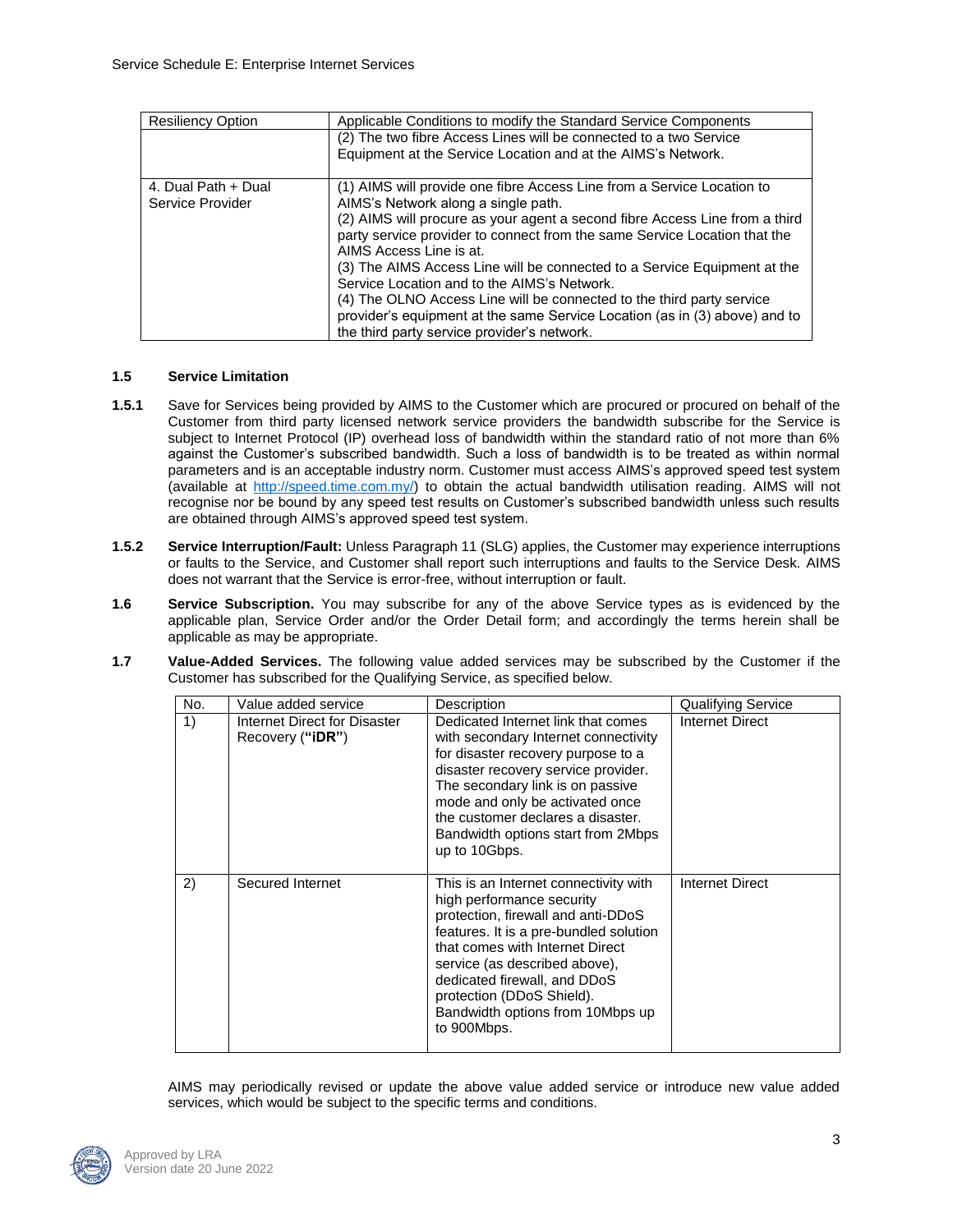| Resiliency Option | Applicable Conditions to modify the Standard Service Components |
|---|---|
| | (2) The two fibre Access Lines will be connected to a two Service Equipment at the Service Location and at the AIMS's Network. |
| 4. Dual Path + Dual Service Provider | (1) AIMS will provide one fibre Access Line from a Service Location to AIMS's Network along a single path. (2) AIMS will procure as your agent a second fibre Access Line from a third party service provider to connect from the same Service Location that the AIMS Access Line is at. (3) The AIMS Access Line will be connected to a Service Equipment at the Service Location and to the AIMS's Network. (4) The OLNO Access Line will be connected to the third party service provider's equipment at the same Service Location (as in (3) above) and to the third party service provider's network. |

**1.5 Service Limitation**

**1.5.1** Save for Services being provided by AIMS to the Customer which are procured or procured on behalf of the Customer from third party licensed network service providers the bandwidth subscribe for the Service is subject to Internet Protocol (IP) overhead loss of bandwidth within the standard ratio of not more than 6% against the Customer's subscribed bandwidth. Such a loss of bandwidth is to be treated as within normal parameters and is an acceptable industry norm. Customer must access AIMS's approved speed test system (available at http://speed.time.com.my/) to obtain the actual bandwidth utilisation reading. AIMS will not recognise nor be bound by any speed test results on Customer's subscribed bandwidth unless such results are obtained through AIMS's approved speed test system.

**1.5.2** **Service Interruption/Fault:** Unless Paragraph 11 (SLG) applies, the Customer may experience interruptions or faults to the Service, and Customer shall report such interruptions and faults to the Service Desk. AIMS does not warrant that the Service is error-free, without interruption or fault.

**1.6** **Service Subscription.** You may subscribe for any of the above Service types as is evidenced by the applicable plan, Service Order and/or the Order Detail form; and accordingly the terms herein shall be applicable as may be appropriate.

**1.7** **Value-Added Services.** The following value added services may be subscribed by the Customer if the Customer has subscribed for the Qualifying Service, as specified below.

| No. | Value added service | Description | Qualifying Service |
|---|---|---|---|
| 1) | Internet Direct for Disaster Recovery (**"iDR"**) | Dedicated Internet link that comes with secondary Internet connectivity for disaster recovery purpose to a disaster recovery service provider. The secondary link is on passive mode and only be activated once the customer declares a disaster. Bandwidth options start from 2Mbps up to 10Gbps. | Internet Direct |
| 2) | Secured Internet | This is an Internet connectivity with high performance security protection, firewall and anti-DDoS features. It is a pre-bundled solution that comes with Internet Direct service (as described above), dedicated firewall, and DDoS protection (DDoS Shield). Bandwidth options from 10Mbps up to 900Mbps. | Internet Direct |

AIMS may periodically revised or update the above value added service or introduce new value added services, which would be subject to the specific terms and conditions.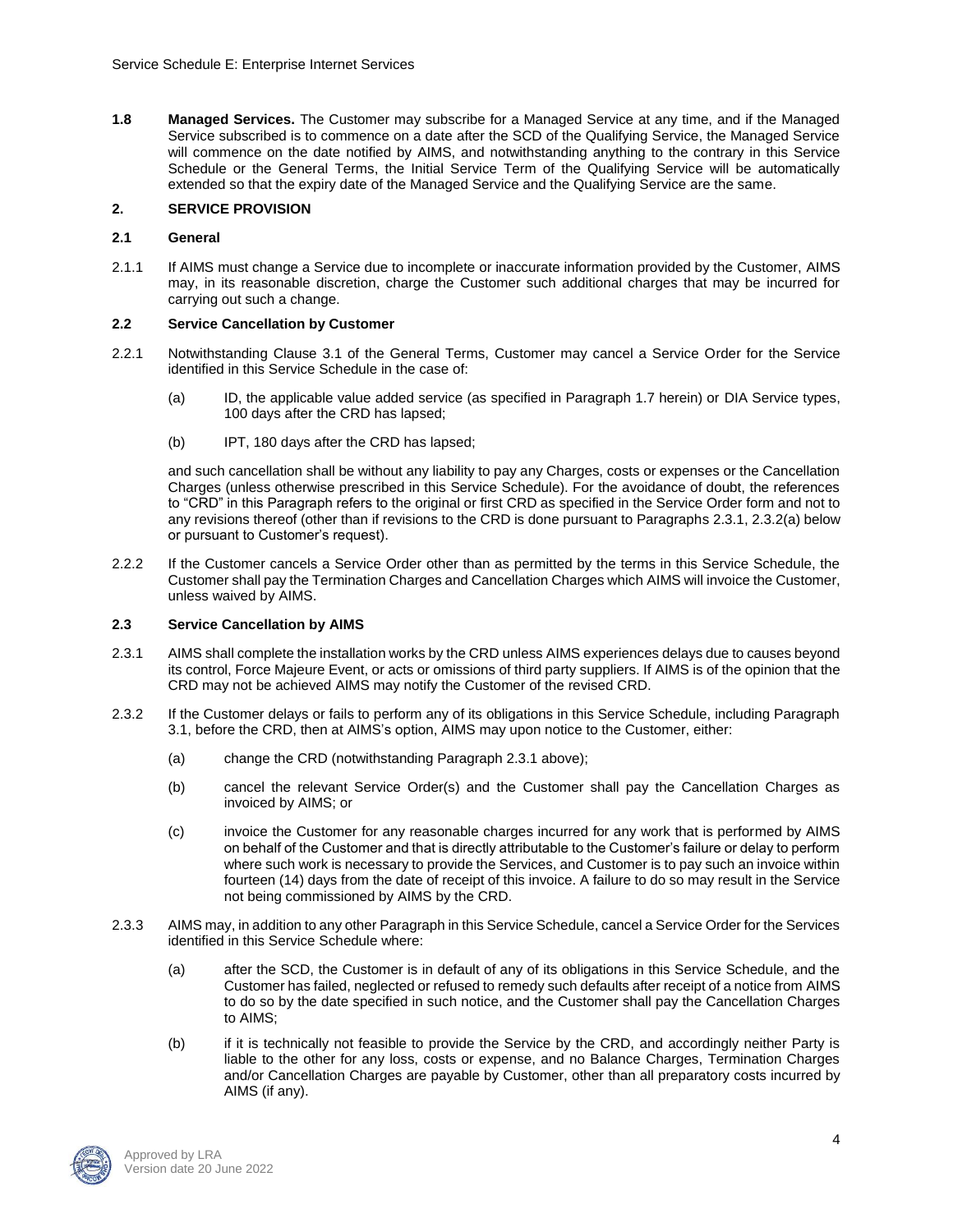**1.8 Managed Services.** The Customer may subscribe for a Managed Service at any time, and if the Managed Service subscribed is to commence on a date after the SCD of the Qualifying Service, the Managed Service will commence on the date notified by AIMS, and notwithstanding anything to the contrary in this Service Schedule or the General Terms, the Initial Service Term of the Qualifying Service will be automatically extended so that the expiry date of the Managed Service and the Qualifying Service are the same.

## 2. SERVICE PROVISION

### 2.1 General

2.1.1 If AIMS must change a Service due to incomplete or inaccurate information provided by the Customer, AIMS may, in its reasonable discretion, charge the Customer such additional charges that may be incurred for carrying out such a change.

### 2.2 Service Cancellation by Customer

2.2.1 Notwithstanding Clause 3.1 of the General Terms, Customer may cancel a Service Order for the Service identified in this Service Schedule in the case of:

(a) ID, the applicable value added service (as specified in Paragraph 1.7 herein) or DIA Service types, 100 days after the CRD has lapsed;

(b) IPT, 180 days after the CRD has lapsed;

and such cancellation shall be without any liability to pay any Charges, costs or expenses or the Cancellation Charges (unless otherwise prescribed in this Service Schedule). For the avoidance of doubt, the references to "CRD" in this Paragraph refers to the original or first CRD as specified in the Service Order form and not to any revisions thereof (other than if revisions to the CRD is done pursuant to Paragraphs 2.3.1, 2.3.2(a) below or pursuant to Customer's request).

2.2.2 If the Customer cancels a Service Order other than as permitted by the terms in this Service Schedule, the Customer shall pay the Termination Charges and Cancellation Charges which AIMS will invoice the Customer, unless waived by AIMS.

### 2.3 Service Cancellation by AIMS

2.3.1 AIMS shall complete the installation works by the CRD unless AIMS experiences delays due to causes beyond its control, Force Majeure Event, or acts or omissions of third party suppliers. If AIMS is of the opinion that the CRD may not be achieved AIMS may notify the Customer of the revised CRD.

2.3.2 If the Customer delays or fails to perform any of its obligations in this Service Schedule, including Paragraph 3.1, before the CRD, then at AIMS's option, AIMS may upon notice to the Customer, either:

(a) change the CRD (notwithstanding Paragraph 2.3.1 above);

(b) cancel the relevant Service Order(s) and the Customer shall pay the Cancellation Charges as invoiced by AIMS; or

(c) invoice the Customer for any reasonable charges incurred for any work that is performed by AIMS on behalf of the Customer and that is directly attributable to the Customer's failure or delay to perform where such work is necessary to provide the Services, and Customer is to pay such an invoice within fourteen (14) days from the date of receipt of this invoice. A failure to do so may result in the Service not being commissioned by AIMS by the CRD.

2.3.3 AIMS may, in addition to any other Paragraph in this Service Schedule, cancel a Service Order for the Services identified in this Service Schedule where:

(a) after the SCD, the Customer is in default of any of its obligations in this Service Schedule, and the Customer has failed, neglected or refused to remedy such defaults after receipt of a notice from AIMS to do so by the date specified in such notice, and the Customer shall pay the Cancellation Charges to AIMS;

(b) if it is technically not feasible to provide the Service by the CRD, and accordingly neither Party is liable to the other for any loss, costs or expense, and no Balance Charges, Termination Charges and/or Cancellation Charges are payable by Customer, other than all preparatory costs incurred by AIMS (if any).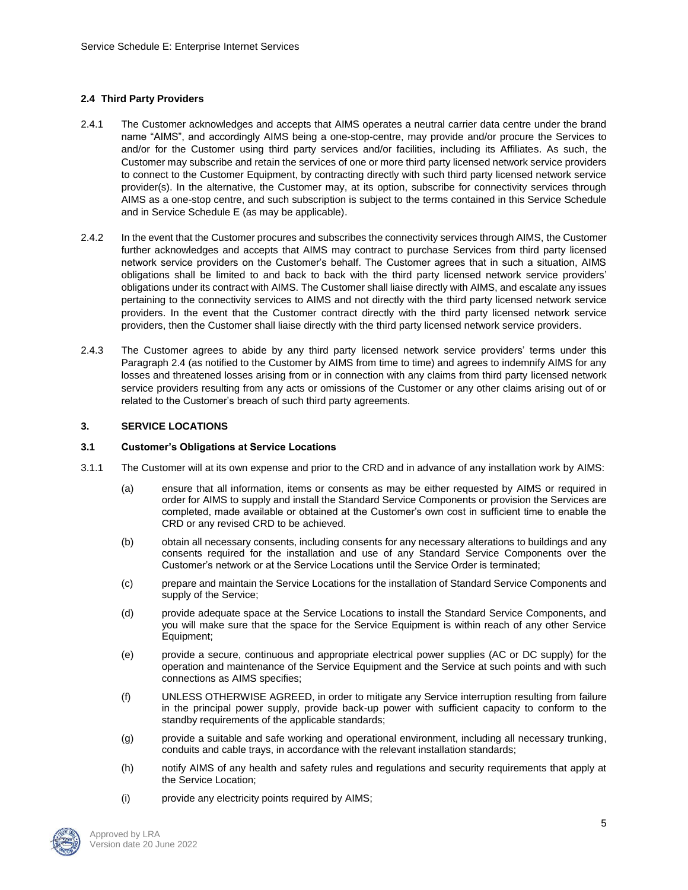### 2.4 Third Party Providers

2.4.1 The Customer acknowledges and accepts that AIMS operates a neutral carrier data centre under the brand name "AIMS", and accordingly AIMS being a one-stop-centre, may provide and/or procure the Services to and/or for the Customer using third party services and/or facilities, including its Affiliates. As such, the Customer may subscribe and retain the services of one or more third party licensed network service providers to connect to the Customer Equipment, by contracting directly with such third party licensed network service provider(s). In the alternative, the Customer may, at its option, subscribe for connectivity services through AIMS as a one-stop centre, and such subscription is subject to the terms contained in this Service Schedule and in Service Schedule E (as may be applicable).

2.4.2 In the event that the Customer procures and subscribes the connectivity services through AIMS, the Customer further acknowledges and accepts that AIMS may contract to purchase Services from third party licensed network service providers on the Customer's behalf. The Customer agrees that in such a situation, AIMS obligations shall be limited to and back to back with the third party licensed network service providers' obligations under its contract with AIMS. The Customer shall liaise directly with AIMS, and escalate any issues pertaining to the connectivity services to AIMS and not directly with the third party licensed network service providers. In the event that the Customer contract directly with the third party licensed network service providers, then the Customer shall liaise directly with the third party licensed network service providers.

2.4.3 The Customer agrees to abide by any third party licensed network service providers' terms under this Paragraph 2.4 (as notified to the Customer by AIMS from time to time) and agrees to indemnify AIMS for any losses and threatened losses arising from or in connection with any claims from third party licensed network service providers resulting from any acts or omissions of the Customer or any other claims arising out of or related to the Customer's breach of such third party agreements.

## 3. SERVICE LOCATIONS

### 3.1 Customer's Obligations at Service Locations

3.1.1 The Customer will at its own expense and prior to the CRD and in advance of any installation work by AIMS:

(a) ensure that all information, items or consents as may be either requested by AIMS or required in order for AIMS to supply and install the Standard Service Components or provision the Services are completed, made available or obtained at the Customer's own cost in sufficient time to enable the CRD or any revised CRD to be achieved.

(b) obtain all necessary consents, including consents for any necessary alterations to buildings and any consents required for the installation and use of any Standard Service Components over the Customer's network or at the Service Locations until the Service Order is terminated;

(c) prepare and maintain the Service Locations for the installation of Standard Service Components and supply of the Service;

(d) provide adequate space at the Service Locations to install the Standard Service Components, and you will make sure that the space for the Service Equipment is within reach of any other Service Equipment;

(e) provide a secure, continuous and appropriate electrical power supplies (AC or DC supply) for the operation and maintenance of the Service Equipment and the Service at such points and with such connections as AIMS specifies;

(f) UNLESS OTHERWISE AGREED, in order to mitigate any Service interruption resulting from failure in the principal power supply, provide back-up power with sufficient capacity to conform to the standby requirements of the applicable standards;

(g) provide a suitable and safe working and operational environment, including all necessary trunking, conduits and cable trays, in accordance with the relevant installation standards;

(h) notify AIMS of any health and safety rules and regulations and security requirements that apply at the Service Location;

(i) provide any electricity points required by AIMS;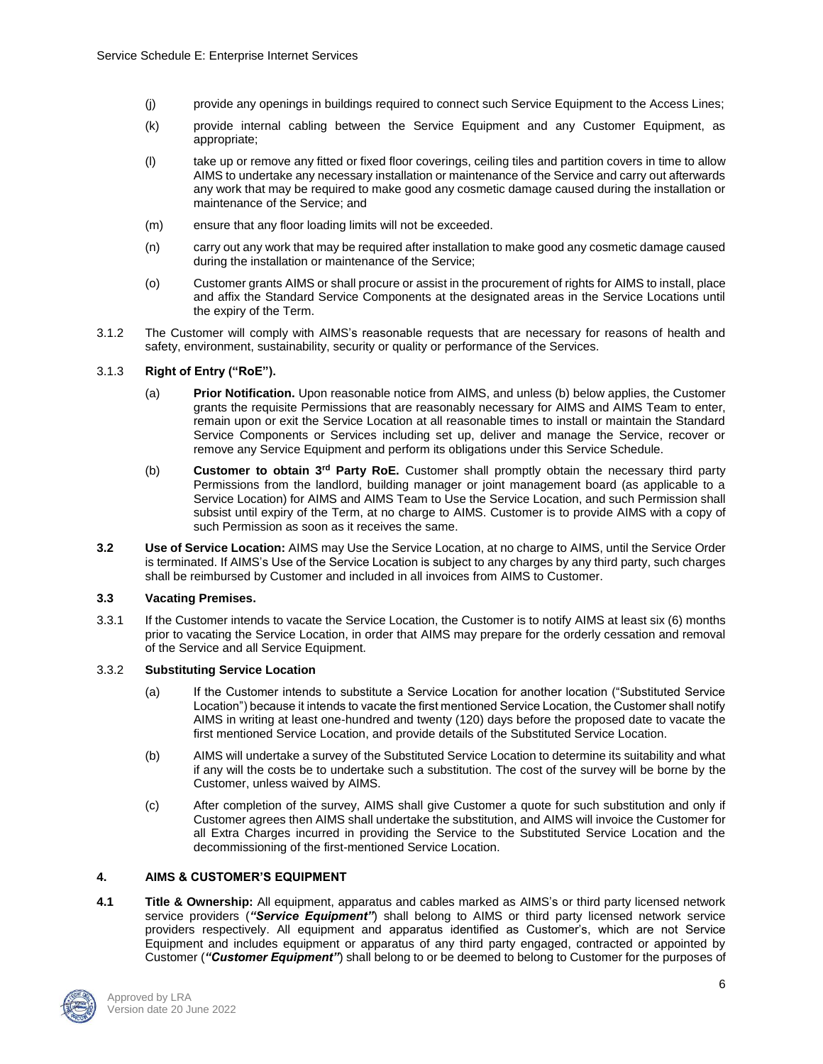(j) provide any openings in buildings required to connect such Service Equipment to the Access Lines;

(k) provide internal cabling between the Service Equipment and any Customer Equipment, as appropriate;

(l) take up or remove any fitted or fixed floor coverings, ceiling tiles and partition covers in time to allow AIMS to undertake any necessary installation or maintenance of the Service and carry out afterwards any work that may be required to make good any cosmetic damage caused during the installation or maintenance of the Service; and

(m) ensure that any floor loading limits will not be exceeded.

(n) carry out any work that may be required after installation to make good any cosmetic damage caused during the installation or maintenance of the Service;

(o) Customer grants AIMS or shall procure or assist in the procurement of rights for AIMS to install, place and affix the Standard Service Components at the designated areas in the Service Locations until the expiry of the Term.

3.1.2 The Customer will comply with AIMS's reasonable requests that are necessary for reasons of health and safety, environment, sustainability, security or quality or performance of the Services.

3.1.3 **Right of Entry ("RoE").**

(a) **Prior Notification.** Upon reasonable notice from AIMS, and unless (b) below applies, the Customer grants the requisite Permissions that are reasonably necessary for AIMS and AIMS Team to enter, remain upon or exit the Service Location at all reasonable times to install or maintain the Standard Service Components or Services including set up, deliver and manage the Service, recover or remove any Service Equipment and perform its obligations under this Service Schedule.

(b) **Customer to obtain 3rd Party RoE.** Customer shall promptly obtain the necessary third party Permissions from the landlord, building manager or joint management board (as applicable to a Service Location) for AIMS and AIMS Team to Use the Service Location, and such Permission shall subsist until expiry of the Term, at no charge to AIMS. Customer is to provide AIMS with a copy of such Permission as soon as it receives the same.

**3.2 Use of Service Location:** AIMS may Use the Service Location, at no charge to AIMS, until the Service Order is terminated. If AIMS's Use of the Service Location is subject to any charges by any third party, such charges shall be reimbursed by Customer and included in all invoices from AIMS to Customer.

**3.3 Vacating Premises.**

3.3.1 If the Customer intends to vacate the Service Location, the Customer is to notify AIMS at least six (6) months prior to vacating the Service Location, in order that AIMS may prepare for the orderly cessation and removal of the Service and all Service Equipment.

3.3.2 **Substituting Service Location**

(a) If the Customer intends to substitute a Service Location for another location ("Substituted Service Location") because it intends to vacate the first mentioned Service Location, the Customer shall notify AIMS in writing at least one-hundred and twenty (120) days before the proposed date to vacate the first mentioned Service Location, and provide details of the Substituted Service Location.

(b) AIMS will undertake a survey of the Substituted Service Location to determine its suitability and what if any will the costs be to undertake such a substitution. The cost of the survey will be borne by the Customer, unless waived by AIMS.

(c) After completion of the survey, AIMS shall give Customer a quote for such substitution and only if Customer agrees then AIMS shall undertake the substitution, and AIMS will invoice the Customer for all Extra Charges incurred in providing the Service to the Substituted Service Location and the decommissioning of the first-mentioned Service Location.

## 4. AIMS & CUSTOMER'S EQUIPMENT

**4.1 Title & Ownership:** All equipment, apparatus and cables marked as AIMS's or third party licensed network service providers (***"Service Equipment"***) shall belong to AIMS or third party licensed network service providers respectively. All equipment and apparatus identified as Customer's, which are not Service Equipment and includes equipment or apparatus of any third party engaged, contracted or appointed by Customer (***"Customer Equipment"***) shall belong to or be deemed to belong to Customer for the purposes of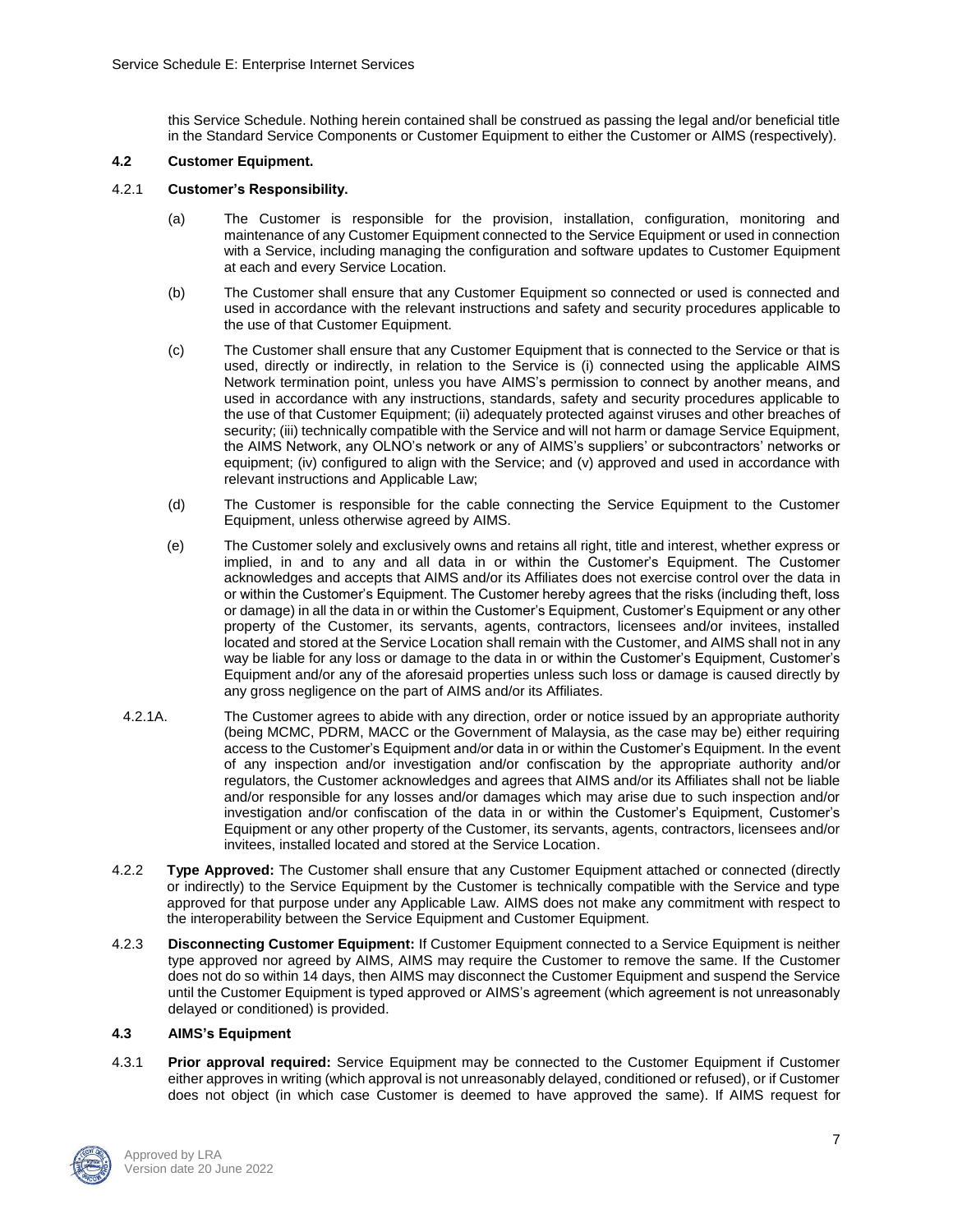this Service Schedule. Nothing herein contained shall be construed as passing the legal and/or beneficial title in the Standard Service Components or Customer Equipment to either the Customer or AIMS (respectively).

**4.2 Customer Equipment.**

4.2.1 **Customer's Responsibility.**

(a) The Customer is responsible for the provision, installation, configuration, monitoring and maintenance of any Customer Equipment connected to the Service Equipment or used in connection with a Service, including managing the configuration and software updates to Customer Equipment at each and every Service Location.

(b) The Customer shall ensure that any Customer Equipment so connected or used is connected and used in accordance with the relevant instructions and safety and security procedures applicable to the use of that Customer Equipment.

(c) The Customer shall ensure that any Customer Equipment that is connected to the Service or that is used, directly or indirectly, in relation to the Service is (i) connected using the applicable AIMS Network termination point, unless you have AIMS's permission to connect by another means, and used in accordance with any instructions, standards, safety and security procedures applicable to the use of that Customer Equipment; (ii) adequately protected against viruses and other breaches of security; (iii) technically compatible with the Service and will not harm or damage Service Equipment, the AIMS Network, any OLNO's network or any of AIMS's suppliers' or subcontractors' networks or equipment; (iv) configured to align with the Service; and (v) approved and used in accordance with relevant instructions and Applicable Law;

(d) The Customer is responsible for the cable connecting the Service Equipment to the Customer Equipment, unless otherwise agreed by AIMS.

(e) The Customer solely and exclusively owns and retains all right, title and interest, whether express or implied, in and to any and all data in or within the Customer's Equipment. The Customer acknowledges and accepts that AIMS and/or its Affiliates does not exercise control over the data in or within the Customer's Equipment. The Customer hereby agrees that the risks (including theft, loss or damage) in all the data in or within the Customer's Equipment, Customer's Equipment or any other property of the Customer, its servants, agents, contractors, licensees and/or invitees, installed located and stored at the Service Location shall remain with the Customer, and AIMS shall not in any way be liable for any loss or damage to the data in or within the Customer's Equipment, Customer's Equipment and/or any of the aforesaid properties unless such loss or damage is caused directly by any gross negligence on the part of AIMS and/or its Affiliates.

4.2.1A. The Customer agrees to abide with any direction, order or notice issued by an appropriate authority (being MCMC, PDRM, MACC or the Government of Malaysia, as the case may be) either requiring access to the Customer's Equipment and/or data in or within the Customer's Equipment. In the event of any inspection and/or investigation and/or confiscation by the appropriate authority and/or regulators, the Customer acknowledges and agrees that AIMS and/or its Affiliates shall not be liable and/or responsible for any losses and/or damages which may arise due to such inspection and/or investigation and/or confiscation of the data in or within the Customer's Equipment, Customer's Equipment or any other property of the Customer, its servants, agents, contractors, licensees and/or invitees, installed located and stored at the Service Location.

4.2.2 **Type Approved:** The Customer shall ensure that any Customer Equipment attached or connected (directly or indirectly) to the Service Equipment by the Customer is technically compatible with the Service and type approved for that purpose under any Applicable Law. AIMS does not make any commitment with respect to the interoperability between the Service Equipment and Customer Equipment.

4.2.3 **Disconnecting Customer Equipment:** If Customer Equipment connected to a Service Equipment is neither type approved nor agreed by AIMS, AIMS may require the Customer to remove the same. If the Customer does not do so within 14 days, then AIMS may disconnect the Customer Equipment and suspend the Service until the Customer Equipment is typed approved or AIMS's agreement (which agreement is not unreasonably delayed or conditioned) is provided.

**4.3 AIMS's Equipment**

4.3.1 **Prior approval required:** Service Equipment may be connected to the Customer Equipment if Customer either approves in writing (which approval is not unreasonably delayed, conditioned or refused), or if Customer does not object (in which case Customer is deemed to have approved the same). If AIMS request for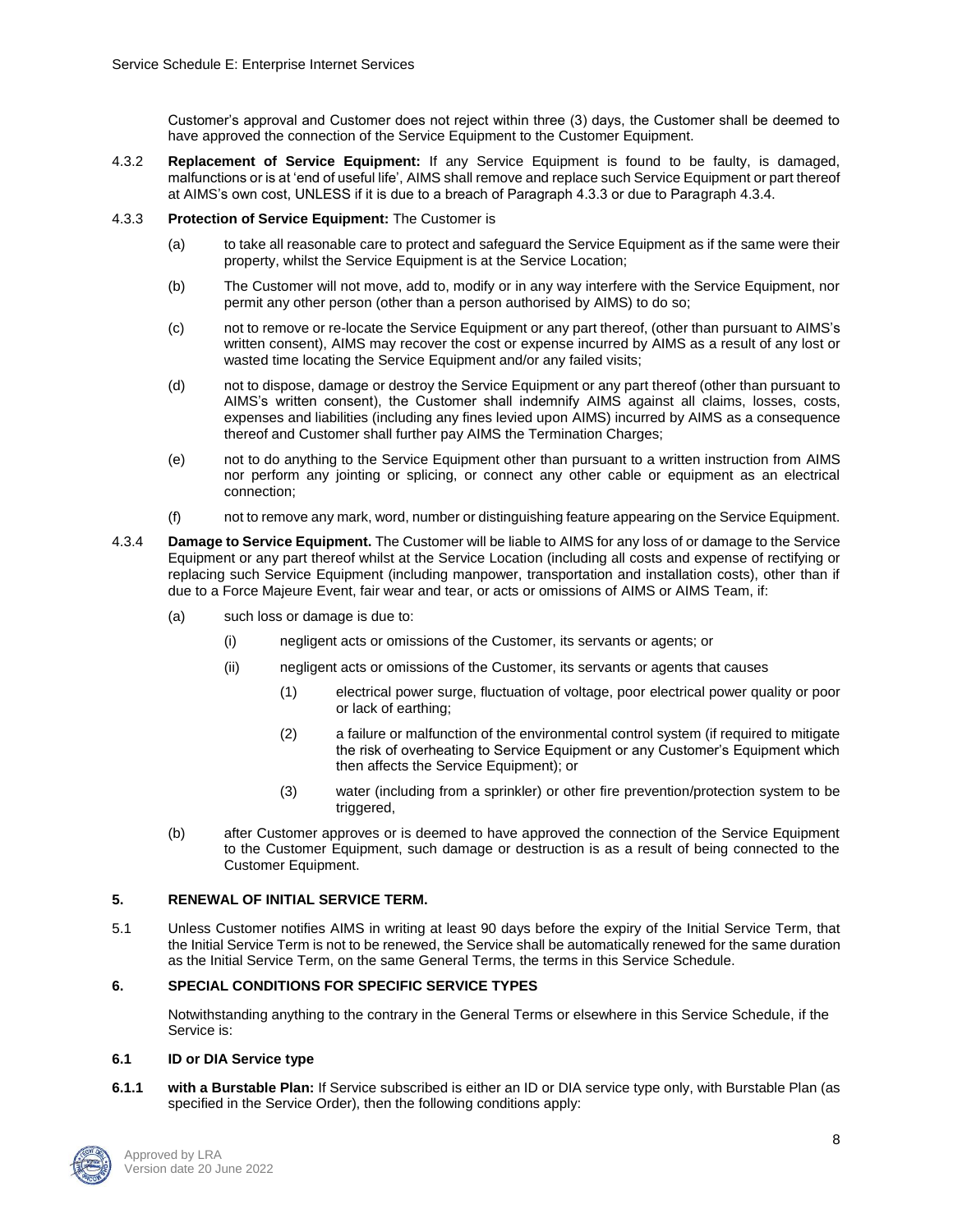Customer's approval and Customer does not reject within three (3) days, the Customer shall be deemed to have approved the connection of the Service Equipment to the Customer Equipment.

4.3.2 **Replacement of Service Equipment:** If any Service Equipment is found to be faulty, is damaged, malfunctions or is at 'end of useful life', AIMS shall remove and replace such Service Equipment or part thereof at AIMS's own cost, UNLESS if it is due to a breach of Paragraph 4.3.3 or due to Paragraph 4.3.4.

4.3.3 **Protection of Service Equipment:** The Customer is

(a) to take all reasonable care to protect and safeguard the Service Equipment as if the same were their property, whilst the Service Equipment is at the Service Location;

(b) The Customer will not move, add to, modify or in any way interfere with the Service Equipment, nor permit any other person (other than a person authorised by AIMS) to do so;

(c) not to remove or re-locate the Service Equipment or any part thereof, (other than pursuant to AIMS's written consent), AIMS may recover the cost or expense incurred by AIMS as a result of any lost or wasted time locating the Service Equipment and/or any failed visits;

(d) not to dispose, damage or destroy the Service Equipment or any part thereof (other than pursuant to AIMS's written consent), the Customer shall indemnify AIMS against all claims, losses, costs, expenses and liabilities (including any fines levied upon AIMS) incurred by AIMS as a consequence thereof and Customer shall further pay AIMS the Termination Charges;

(e) not to do anything to the Service Equipment other than pursuant to a written instruction from AIMS nor perform any jointing or splicing, or connect any other cable or equipment as an electrical connection;

(f) not to remove any mark, word, number or distinguishing feature appearing on the Service Equipment.

4.3.4 **Damage to Service Equipment.** The Customer will be liable to AIMS for any loss of or damage to the Service Equipment or any part thereof whilst at the Service Location (including all costs and expense of rectifying or replacing such Service Equipment (including manpower, transportation and installation costs), other than if due to a Force Majeure Event, fair wear and tear, or acts or omissions of AIMS or AIMS Team, if:

(a) such loss or damage is due to:

(i) negligent acts or omissions of the Customer, its servants or agents; or

(ii) negligent acts or omissions of the Customer, its servants or agents that causes

(1) electrical power surge, fluctuation of voltage, poor electrical power quality or poor or lack of earthing;

(2) a failure or malfunction of the environmental control system (if required to mitigate the risk of overheating to Service Equipment or any Customer's Equipment which then affects the Service Equipment); or

(3) water (including from a sprinkler) or other fire prevention/protection system to be triggered,

(b) after Customer approves or is deemed to have approved the connection of the Service Equipment to the Customer Equipment, such damage or destruction is as a result of being connected to the Customer Equipment.

## 5. RENEWAL OF INITIAL SERVICE TERM.

5.1 Unless Customer notifies AIMS in writing at least 90 days before the expiry of the Initial Service Term, that the Initial Service Term is not to be renewed, the Service shall be automatically renewed for the same duration as the Initial Service Term, on the same General Terms, the terms in this Service Schedule.

## 6. SPECIAL CONDITIONS FOR SPECIFIC SERVICE TYPES

Notwithstanding anything to the contrary in the General Terms or elsewhere in this Service Schedule, if the Service is:

### 6.1 ID or DIA Service type

**6.1.1 with a Burstable Plan:** If Service subscribed is either an ID or DIA service type only, with Burstable Plan (as specified in the Service Order), then the following conditions apply: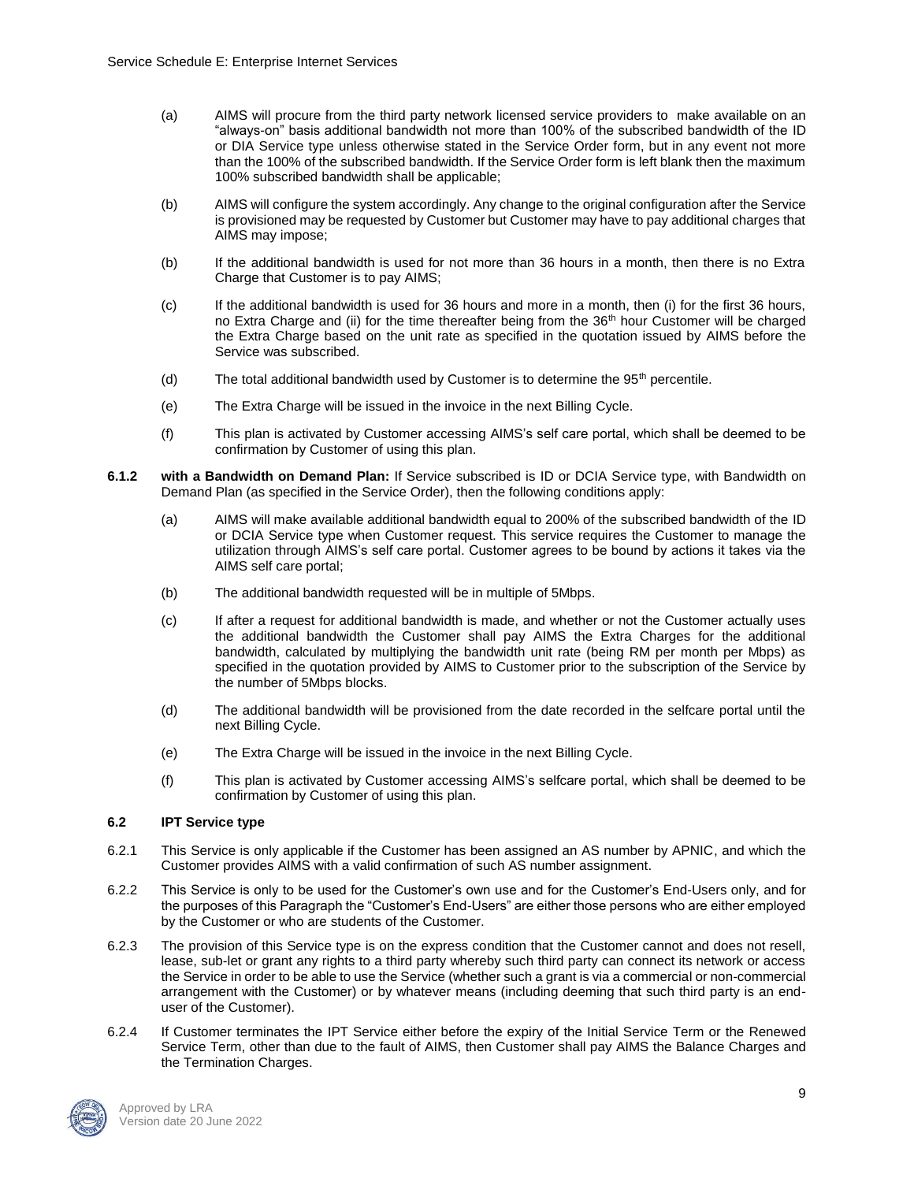(a) AIMS will procure from the third party network licensed service providers to make available on an "always-on" basis additional bandwidth not more than 100% of the subscribed bandwidth of the ID or DIA Service type unless otherwise stated in the Service Order form, but in any event not more than the 100% of the subscribed bandwidth. If the Service Order form is left blank then the maximum 100% subscribed bandwidth shall be applicable;

(b) AIMS will configure the system accordingly. Any change to the original configuration after the Service is provisioned may be requested by Customer but Customer may have to pay additional charges that AIMS may impose;

(b) If the additional bandwidth is used for not more than 36 hours in a month, then there is no Extra Charge that Customer is to pay AIMS;

(c) If the additional bandwidth is used for 36 hours and more in a month, then (i) for the first 36 hours, no Extra Charge and (ii) for the time thereafter being from the 36th hour Customer will be charged the Extra Charge based on the unit rate as specified in the quotation issued by AIMS before the Service was subscribed.

(d) The total additional bandwidth used by Customer is to determine the 95th percentile.

(e) The Extra Charge will be issued in the invoice in the next Billing Cycle.

(f) This plan is activated by Customer accessing AIMS's self care portal, which shall be deemed to be confirmation by Customer of using this plan.

**6.1.2 with a Bandwidth on Demand Plan:** If Service subscribed is ID or DCIA Service type, with Bandwidth on Demand Plan (as specified in the Service Order), then the following conditions apply:

(a) AIMS will make available additional bandwidth equal to 200% of the subscribed bandwidth of the ID or DCIA Service type when Customer request. This service requires the Customer to manage the utilization through AIMS's self care portal. Customer agrees to be bound by actions it takes via the AIMS self care portal;

(b) The additional bandwidth requested will be in multiple of 5Mbps.

(c) If after a request for additional bandwidth is made, and whether or not the Customer actually uses the additional bandwidth the Customer shall pay AIMS the Extra Charges for the additional bandwidth, calculated by multiplying the bandwidth unit rate (being RM per month per Mbps) as specified in the quotation provided by AIMS to Customer prior to the subscription of the Service by the number of 5Mbps blocks.

(d) The additional bandwidth will be provisioned from the date recorded in the selfcare portal until the next Billing Cycle.

(e) The Extra Charge will be issued in the invoice in the next Billing Cycle.

(f) This plan is activated by Customer accessing AIMS's selfcare portal, which shall be deemed to be confirmation by Customer of using this plan.

### 6.2 IPT Service type

6.2.1 This Service is only applicable if the Customer has been assigned an AS number by APNIC, and which the Customer provides AIMS with a valid confirmation of such AS number assignment.

6.2.2 This Service is only to be used for the Customer's own use and for the Customer's End-Users only, and for the purposes of this Paragraph the "Customer's End-Users" are either those persons who are either employed by the Customer or who are students of the Customer.

6.2.3 The provision of this Service type is on the express condition that the Customer cannot and does not resell, lease, sub-let or grant any rights to a third party whereby such third party can connect its network or access the Service in order to be able to use the Service (whether such a grant is via a commercial or non-commercial arrangement with the Customer) or by whatever means (including deeming that such third party is an end-user of the Customer).

6.2.4 If Customer terminates the IPT Service either before the expiry of the Initial Service Term or the Renewed Service Term, other than due to the fault of AIMS, then Customer shall pay AIMS the Balance Charges and the Termination Charges.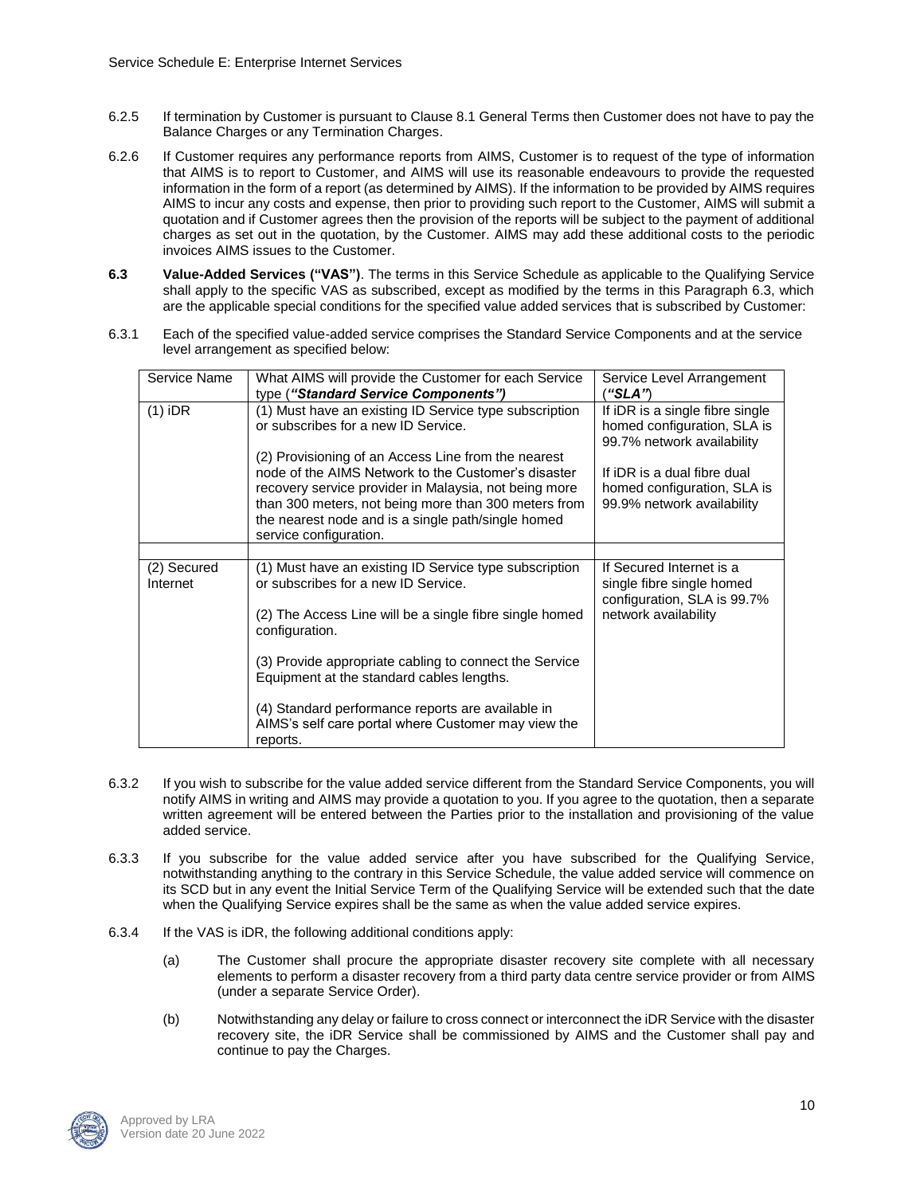6.2.5 If termination by Customer is pursuant to Clause 8.1 General Terms then Customer does not have to pay the Balance Charges or any Termination Charges.

6.2.6 If Customer requires any performance reports from AIMS, Customer is to request of the type of information that AIMS is to report to Customer, and AIMS will use its reasonable endeavours to provide the requested information in the form of a report (as determined by AIMS). If the information to be provided by AIMS requires AIMS to incur any costs and expense, then prior to providing such report to the Customer, AIMS will submit a quotation and if Customer agrees then the provision of the reports will be subject to the payment of additional charges as set out in the quotation, by the Customer. AIMS may add these additional costs to the periodic invoices AIMS issues to the Customer.

**6.3 Value-Added Services ("VAS")**. The terms in this Service Schedule as applicable to the Qualifying Service shall apply to the specific VAS as subscribed, except as modified by the terms in this Paragraph 6.3, which are the applicable special conditions for the specified value added services that is subscribed by Customer:

6.3.1 Each of the specified value-added service comprises the Standard Service Components and at the service level arrangement as specified below:

| Service Name | What AIMS will provide the Customer for each Service type (***"Standard Service Components")*** | Service Level Arrangement (***"SLA"***) |
|---|---|---|
| (1) iDR | (1) Must have an existing ID Service type subscription or subscribes for a new ID Service.<br><br>(2) Provisioning of an Access Line from the nearest node of the AIMS Network to the Customer's disaster recovery service provider in Malaysia, not being more than 300 meters, not being more than 300 meters from the nearest node and is a single path/single homed service configuration. | If iDR is a single fibre single homed configuration, SLA is 99.7% network availability<br><br>If iDR is a dual fibre dual homed configuration, SLA is 99.9% network availability |
| | | |
| (2) Secured Internet | (1) Must have an existing ID Service type subscription or subscribes for a new ID Service.<br><br>(2) The Access Line will be a single fibre single homed configuration.<br><br>(3) Provide appropriate cabling to connect the Service Equipment at the standard cables lengths.<br><br>(4) Standard performance reports are available in AIMS's self care portal where Customer may view the reports. | If Secured Internet is a single fibre single homed configuration, SLA is 99.7% network availability |

6.3.2 If you wish to subscribe for the value added service different from the Standard Service Components, you will notify AIMS in writing and AIMS may provide a quotation to you. If you agree to the quotation, then a separate written agreement will be entered between the Parties prior to the installation and provisioning of the value added service.

6.3.3 If you subscribe for the value added service after you have subscribed for the Qualifying Service, notwithstanding anything to the contrary in this Service Schedule, the value added service will commence on its SCD but in any event the Initial Service Term of the Qualifying Service will be extended such that the date when the Qualifying Service expires shall be the same as when the value added service expires.

6.3.4 If the VAS is iDR, the following additional conditions apply:

(a) The Customer shall procure the appropriate disaster recovery site complete with all necessary elements to perform a disaster recovery from a third party data centre service provider or from AIMS (under a separate Service Order).

(b) Notwithstanding any delay or failure to cross connect or interconnect the iDR Service with the disaster recovery site, the iDR Service shall be commissioned by AIMS and the Customer shall pay and continue to pay the Charges.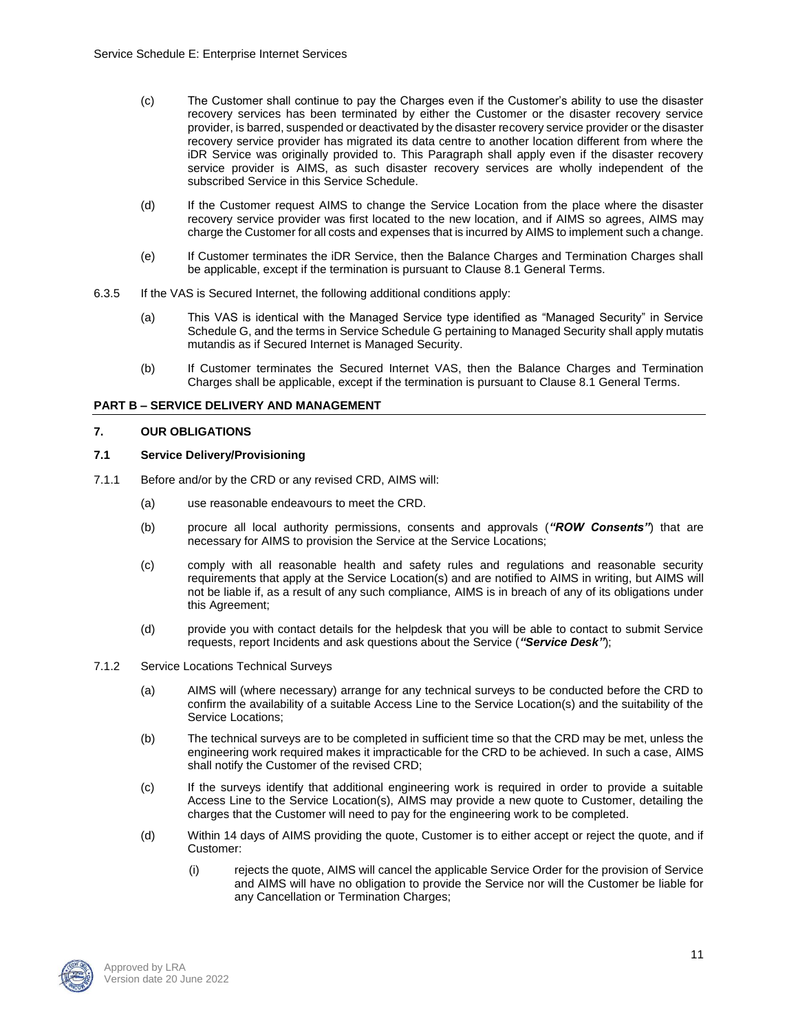(c) The Customer shall continue to pay the Charges even if the Customer's ability to use the disaster recovery services has been terminated by either the Customer or the disaster recovery service provider, is barred, suspended or deactivated by the disaster recovery service provider or the disaster recovery service provider has migrated its data centre to another location different from where the iDR Service was originally provided to. This Paragraph shall apply even if the disaster recovery service provider is AIMS, as such disaster recovery services are wholly independent of the subscribed Service in this Service Schedule.

(d) If the Customer request AIMS to change the Service Location from the place where the disaster recovery service provider was first located to the new location, and if AIMS so agrees, AIMS may charge the Customer for all costs and expenses that is incurred by AIMS to implement such a change.

(e) If Customer terminates the iDR Service, then the Balance Charges and Termination Charges shall be applicable, except if the termination is pursuant to Clause 8.1 General Terms.

6.3.5 If the VAS is Secured Internet, the following additional conditions apply:

(a) This VAS is identical with the Managed Service type identified as "Managed Security" in Service Schedule G, and the terms in Service Schedule G pertaining to Managed Security shall apply mutatis mutandis as if Secured Internet is Managed Security.

(b) If Customer terminates the Secured Internet VAS, then the Balance Charges and Termination Charges shall be applicable, except if the termination is pursuant to Clause 8.1 General Terms.

## PART B – SERVICE DELIVERY AND MANAGEMENT

### 7. OUR OBLIGATIONS

#### 7.1 Service Delivery/Provisioning

7.1.1 Before and/or by the CRD or any revised CRD, AIMS will:

(a) use reasonable endeavours to meet the CRD.

(b) procure all local authority permissions, consents and approvals (***"ROW Consents"***) that are necessary for AIMS to provision the Service at the Service Locations;

(c) comply with all reasonable health and safety rules and regulations and reasonable security requirements that apply at the Service Location(s) and are notified to AIMS in writing, but AIMS will not be liable if, as a result of any such compliance, AIMS is in breach of any of its obligations under this Agreement;

(d) provide you with contact details for the helpdesk that you will be able to contact to submit Service requests, report Incidents and ask questions about the Service (***"Service Desk"***);

7.1.2 Service Locations Technical Surveys

(a) AIMS will (where necessary) arrange for any technical surveys to be conducted before the CRD to confirm the availability of a suitable Access Line to the Service Location(s) and the suitability of the Service Locations;

(b) The technical surveys are to be completed in sufficient time so that the CRD may be met, unless the engineering work required makes it impracticable for the CRD to be achieved. In such a case, AIMS shall notify the Customer of the revised CRD;

(c) If the surveys identify that additional engineering work is required in order to provide a suitable Access Line to the Service Location(s), AIMS may provide a new quote to Customer, detailing the charges that the Customer will need to pay for the engineering work to be completed.

(d) Within 14 days of AIMS providing the quote, Customer is to either accept or reject the quote, and if Customer:

(i) rejects the quote, AIMS will cancel the applicable Service Order for the provision of Service and AIMS will have no obligation to provide the Service nor will the Customer be liable for any Cancellation or Termination Charges;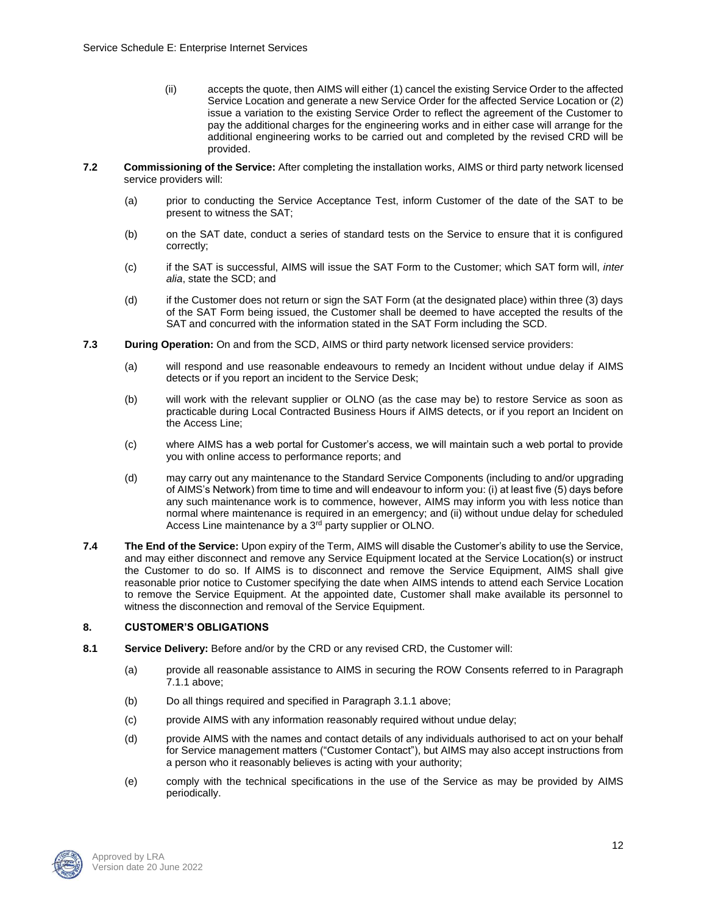(ii) accepts the quote, then AIMS will either (1) cancel the existing Service Order to the affected Service Location and generate a new Service Order for the affected Service Location or (2) issue a variation to the existing Service Order to reflect the agreement of the Customer to pay the additional charges for the engineering works and in either case will arrange for the additional engineering works to be carried out and completed by the revised CRD will be provided.

**7.2 Commissioning of the Service:** After completing the installation works, AIMS or third party network licensed service providers will:

(a) prior to conducting the Service Acceptance Test, inform Customer of the date of the SAT to be present to witness the SAT;

(b) on the SAT date, conduct a series of standard tests on the Service to ensure that it is configured correctly;

(c) if the SAT is successful, AIMS will issue the SAT Form to the Customer; which SAT form will, *inter alia*, state the SCD; and

(d) if the Customer does not return or sign the SAT Form (at the designated place) within three (3) days of the SAT Form being issued, the Customer shall be deemed to have accepted the results of the SAT and concurred with the information stated in the SAT Form including the SCD.

**7.3 During Operation:** On and from the SCD, AIMS or third party network licensed service providers:

(a) will respond and use reasonable endeavours to remedy an Incident without undue delay if AIMS detects or if you report an incident to the Service Desk;

(b) will work with the relevant supplier or OLNO (as the case may be) to restore Service as soon as practicable during Local Contracted Business Hours if AIMS detects, or if you report an Incident on the Access Line;

(c) where AIMS has a web portal for Customer's access, we will maintain such a web portal to provide you with online access to performance reports; and

(d) may carry out any maintenance to the Standard Service Components (including to and/or upgrading of AIMS's Network) from time to time and will endeavour to inform you: (i) at least five (5) days before any such maintenance work is to commence, however, AIMS may inform you with less notice than normal where maintenance is required in an emergency; and (ii) without undue delay for scheduled Access Line maintenance by a 3rd party supplier or OLNO.

**7.4 The End of the Service:** Upon expiry of the Term, AIMS will disable the Customer's ability to use the Service, and may either disconnect and remove any Service Equipment located at the Service Location(s) or instruct the Customer to do so. If AIMS is to disconnect and remove the Service Equipment, AIMS shall give reasonable prior notice to Customer specifying the date when AIMS intends to attend each Service Location to remove the Service Equipment. At the appointed date, Customer shall make available its personnel to witness the disconnection and removal of the Service Equipment.

## 8. CUSTOMER'S OBLIGATIONS

**8.1 Service Delivery:** Before and/or by the CRD or any revised CRD, the Customer will:

(a) provide all reasonable assistance to AIMS in securing the ROW Consents referred to in Paragraph 7.1.1 above;

(b) Do all things required and specified in Paragraph 3.1.1 above;

(c) provide AIMS with any information reasonably required without undue delay;

(d) provide AIMS with the names and contact details of any individuals authorised to act on your behalf for Service management matters ("Customer Contact"), but AIMS may also accept instructions from a person who it reasonably believes is acting with your authority;

(e) comply with the technical specifications in the use of the Service as may be provided by AIMS periodically.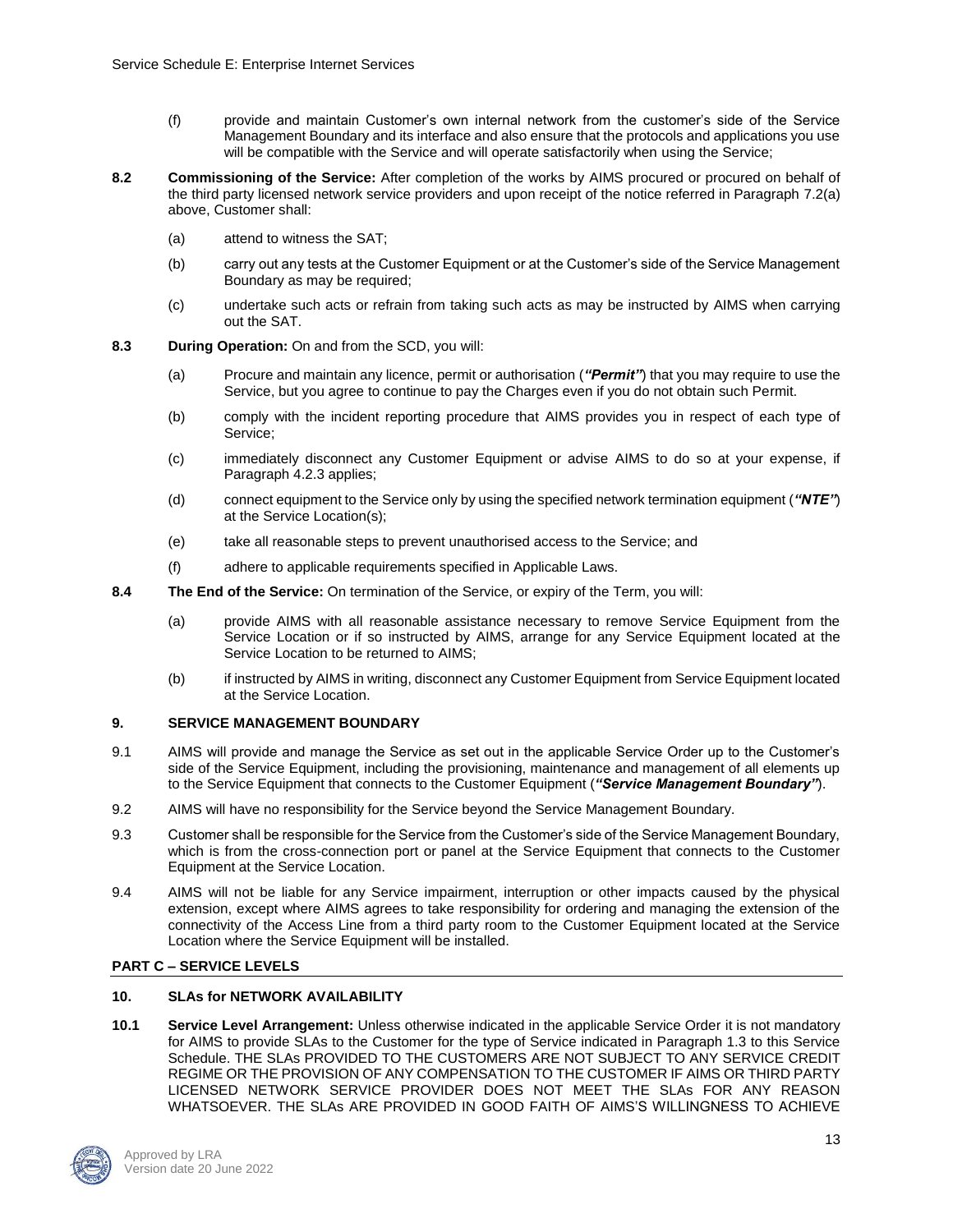(f) provide and maintain Customer's own internal network from the customer's side of the Service Management Boundary and its interface and also ensure that the protocols and applications you use will be compatible with the Service and will operate satisfactorily when using the Service;

**8.2 Commissioning of the Service:** After completion of the works by AIMS procured or procured on behalf of the third party licensed network service providers and upon receipt of the notice referred in Paragraph 7.2(a) above, Customer shall:

(a) attend to witness the SAT;

(b) carry out any tests at the Customer Equipment or at the Customer's side of the Service Management Boundary as may be required;

(c) undertake such acts or refrain from taking such acts as may be instructed by AIMS when carrying out the SAT.

**8.3 During Operation:** On and from the SCD, you will:

(a) Procure and maintain any licence, permit or authorisation (***"Permit"***) that you may require to use the Service, but you agree to continue to pay the Charges even if you do not obtain such Permit.

(b) comply with the incident reporting procedure that AIMS provides you in respect of each type of Service;

(c) immediately disconnect any Customer Equipment or advise AIMS to do so at your expense, if Paragraph 4.2.3 applies;

(d) connect equipment to the Service only by using the specified network termination equipment (***"NTE"***) at the Service Location(s);

(e) take all reasonable steps to prevent unauthorised access to the Service; and

(f) adhere to applicable requirements specified in Applicable Laws.

**8.4 The End of the Service:** On termination of the Service, or expiry of the Term, you will:

(a) provide AIMS with all reasonable assistance necessary to remove Service Equipment from the Service Location or if so instructed by AIMS, arrange for any Service Equipment located at the Service Location to be returned to AIMS;

(b) if instructed by AIMS in writing, disconnect any Customer Equipment from Service Equipment located at the Service Location.

## 9. SERVICE MANAGEMENT BOUNDARY

9.1 AIMS will provide and manage the Service as set out in the applicable Service Order up to the Customer's side of the Service Equipment, including the provisioning, maintenance and management of all elements up to the Service Equipment that connects to the Customer Equipment (***"Service Management Boundary"***).

9.2 AIMS will have no responsibility for the Service beyond the Service Management Boundary.

9.3 Customer shall be responsible for the Service from the Customer's side of the Service Management Boundary, which is from the cross-connection port or panel at the Service Equipment that connects to the Customer Equipment at the Service Location.

9.4 AIMS will not be liable for any Service impairment, interruption or other impacts caused by the physical extension, except where AIMS agrees to take responsibility for ordering and managing the extension of the connectivity of the Access Line from a third party room to the Customer Equipment located at the Service Location where the Service Equipment will be installed.

## PART C – SERVICE LEVELS

## 10. SLAs for NETWORK AVAILABILITY

**10.1 Service Level Arrangement:** Unless otherwise indicated in the applicable Service Order it is not mandatory for AIMS to provide SLAs to the Customer for the type of Service indicated in Paragraph 1.3 to this Service Schedule. THE SLAs PROVIDED TO THE CUSTOMERS ARE NOT SUBJECT TO ANY SERVICE CREDIT REGIME OR THE PROVISION OF ANY COMPENSATION TO THE CUSTOMER IF AIMS OR THIRD PARTY LICENSED NETWORK SERVICE PROVIDER DOES NOT MEET THE SLAs FOR ANY REASON WHATSOEVER. THE SLAs ARE PROVIDED IN GOOD FAITH OF AIMS'S WILLINGNESS TO ACHIEVE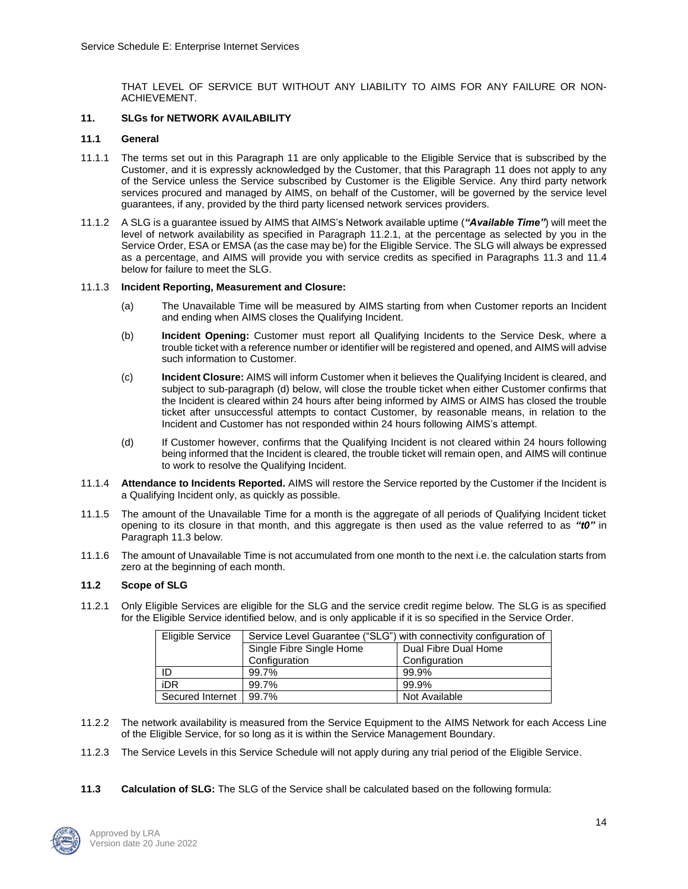THAT LEVEL OF SERVICE BUT WITHOUT ANY LIABILITY TO AIMS FOR ANY FAILURE OR NON-ACHIEVEMENT.

## 11. SLGs for NETWORK AVAILABILITY

### 11.1 General

11.1.1 The terms set out in this Paragraph 11 are only applicable to the Eligible Service that is subscribed by the Customer, and it is expressly acknowledged by the Customer, that this Paragraph 11 does not apply to any of the Service unless the Service subscribed by Customer is the Eligible Service. Any third party network services procured and managed by AIMS, on behalf of the Customer, will be governed by the service level guarantees, if any, provided by the third party licensed network services providers.

11.1.2 A SLG is a guarantee issued by AIMS that AIMS's Network available uptime (***"Available Time"***) will meet the level of network availability as specified in Paragraph 11.2.1, at the percentage as selected by you in the Service Order, ESA or EMSA (as the case may be) for the Eligible Service. The SLG will always be expressed as a percentage, and AIMS will provide you with service credits as specified in Paragraphs 11.3 and 11.4 below for failure to meet the SLG.

11.1.3 **Incident Reporting, Measurement and Closure:**

(a) The Unavailable Time will be measured by AIMS starting from when Customer reports an Incident and ending when AIMS closes the Qualifying Incident.

(b) **Incident Opening:** Customer must report all Qualifying Incidents to the Service Desk, where a trouble ticket with a reference number or identifier will be registered and opened, and AIMS will advise such information to Customer.

(c) **Incident Closure:** AIMS will inform Customer when it believes the Qualifying Incident is cleared, and subject to sub-paragraph (d) below, will close the trouble ticket when either Customer confirms that the Incident is cleared within 24 hours after being informed by AIMS or AIMS has closed the trouble ticket after unsuccessful attempts to contact Customer, by reasonable means, in relation to the Incident and Customer has not responded within 24 hours following AIMS's attempt.

(d) If Customer however, confirms that the Qualifying Incident is not cleared within 24 hours following being informed that the Incident is cleared, the trouble ticket will remain open, and AIMS will continue to work to resolve the Qualifying Incident.

11.1.4 **Attendance to Incidents Reported.** AIMS will restore the Service reported by the Customer if the Incident is a Qualifying Incident only, as quickly as possible.

11.1.5 The amount of the Unavailable Time for a month is the aggregate of all periods of Qualifying Incident ticket opening to its closure in that month, and this aggregate is then used as the value referred to as ***"t0"*** in Paragraph 11.3 below.

11.1.6 The amount of Unavailable Time is not accumulated from one month to the next i.e. the calculation starts from zero at the beginning of each month.

### 11.2 Scope of SLG

11.2.1 Only Eligible Services are eligible for the SLG and the service credit regime below. The SLG is as specified for the Eligible Service identified below, and is only applicable if it is so specified in the Service Order.

| Eligible Service | Service Level Guarantee ("SLG") with connectivity configuration of | |
|---|---|---|
| | Single Fibre Single Home Configuration | Dual Fibre Dual Home Configuration |
| ID | 99.7% | 99.9% |
| iDR | 99.7% | 99.9% |
| Secured Internet | 99.7% | Not Available |

11.2.2 The network availability is measured from the Service Equipment to the AIMS Network for each Access Line of the Eligible Service, for so long as it is within the Service Management Boundary.

11.2.3 The Service Levels in this Service Schedule will not apply during any trial period of the Eligible Service.

**11.3 Calculation of SLG:** The SLG of the Service shall be calculated based on the following formula: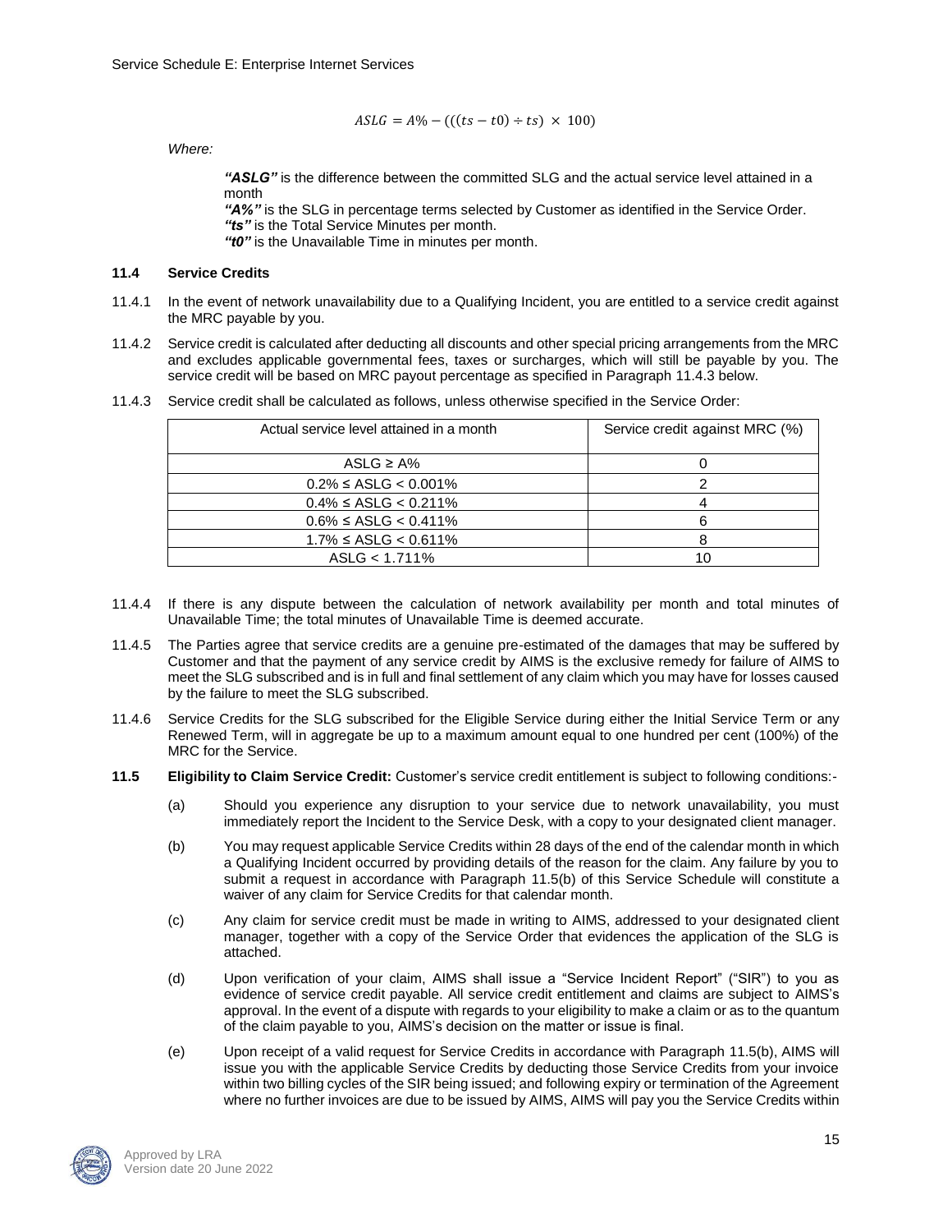$$ASLG = A\% - (((ts - t0) \div ts) \times 100)$$

*Where:*

> ***"ASLG"*** is the difference between the committed SLG and the actual service level attained in a month
> ***"A%"*** is the SLG in percentage terms selected by Customer as identified in the Service Order.
> ***"ts"*** is the Total Service Minutes per month.
> ***"t0"*** is the Unavailable Time in minutes per month.

### 11.4 Service Credits

11.4.1 In the event of network unavailability due to a Qualifying Incident, you are entitled to a service credit against the MRC payable by you.

11.4.2 Service credit is calculated after deducting all discounts and other special pricing arrangements from the MRC and excludes applicable governmental fees, taxes or surcharges, which will still be payable by you. The service credit will be based on MRC payout percentage as specified in Paragraph 11.4.3 below.

11.4.3 Service credit shall be calculated as follows, unless otherwise specified in the Service Order:

| Actual service level attained in a month | Service credit against MRC (%) |
|---|---|
| ASLG ≥ A% | 0 |
| 0.2% ≤ ASLG < 0.001% | 2 |
| 0.4% ≤ ASLG < 0.211% | 4 |
| 0.6% ≤ ASLG < 0.411% | 6 |
| 1.7% ≤ ASLG < 0.611% | 8 |
| ASLG < 1.711% | 10 |

11.4.4 If there is any dispute between the calculation of network availability per month and total minutes of Unavailable Time; the total minutes of Unavailable Time is deemed accurate.

11.4.5 The Parties agree that service credits are a genuine pre-estimated of the damages that may be suffered by Customer and that the payment of any service credit by AIMS is the exclusive remedy for failure of AIMS to meet the SLG subscribed and is in full and final settlement of any claim which you may have for losses caused by the failure to meet the SLG subscribed.

11.4.6 Service Credits for the SLG subscribed for the Eligible Service during either the Initial Service Term or any Renewed Term, will in aggregate be up to a maximum amount equal to one hundred per cent (100%) of the MRC for the Service.

**11.5 Eligibility to Claim Service Credit:** Customer's service credit entitlement is subject to following conditions:-

(a) Should you experience any disruption to your service due to network unavailability, you must immediately report the Incident to the Service Desk, with a copy to your designated client manager.

(b) You may request applicable Service Credits within 28 days of the end of the calendar month in which a Qualifying Incident occurred by providing details of the reason for the claim. Any failure by you to submit a request in accordance with Paragraph 11.5(b) of this Service Schedule will constitute a waiver of any claim for Service Credits for that calendar month.

(c) Any claim for service credit must be made in writing to AIMS, addressed to your designated client manager, together with a copy of the Service Order that evidences the application of the SLG is attached.

(d) Upon verification of your claim, AIMS shall issue a "Service Incident Report" ("SIR") to you as evidence of service credit payable. All service credit entitlement and claims are subject to AIMS's approval. In the event of a dispute with regards to your eligibility to make a claim or as to the quantum of the claim payable to you, AIMS's decision on the matter or issue is final.

(e) Upon receipt of a valid request for Service Credits in accordance with Paragraph 11.5(b), AIMS will issue you with the applicable Service Credits by deducting those Service Credits from your invoice within two billing cycles of the SIR being issued; and following expiry or termination of the Agreement where no further invoices are due to be issued by AIMS, AIMS will pay you the Service Credits within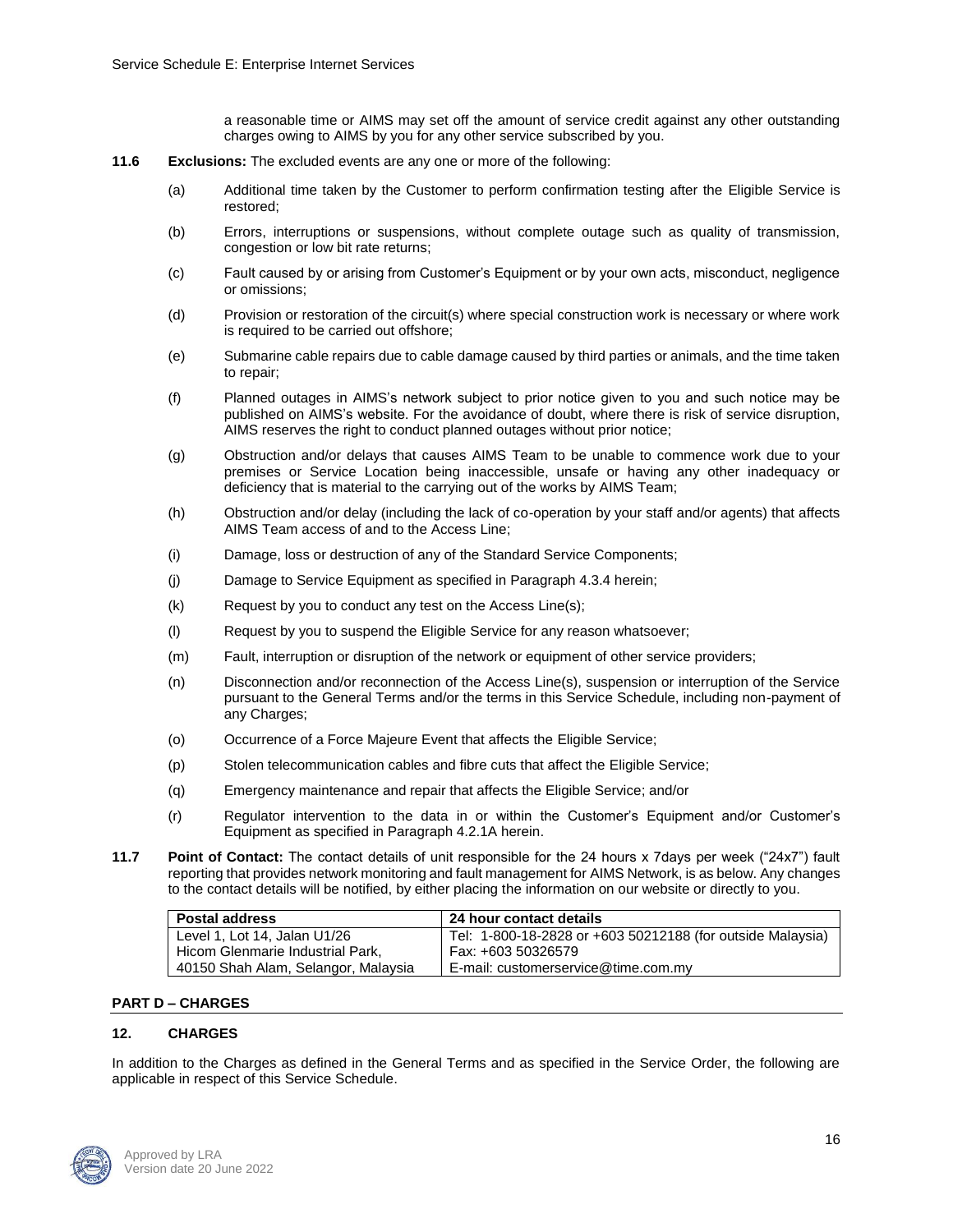a reasonable time or AIMS may set off the amount of service credit against any other outstanding charges owing to AIMS by you for any other service subscribed by you.

**11.6 Exclusions:** The excluded events are any one or more of the following:

(a) Additional time taken by the Customer to perform confirmation testing after the Eligible Service is restored;

(b) Errors, interruptions or suspensions, without complete outage such as quality of transmission, congestion or low bit rate returns;

(c) Fault caused by or arising from Customer's Equipment or by your own acts, misconduct, negligence or omissions;

(d) Provision or restoration of the circuit(s) where special construction work is necessary or where work is required to be carried out offshore;

(e) Submarine cable repairs due to cable damage caused by third parties or animals, and the time taken to repair;

(f) Planned outages in AIMS's network subject to prior notice given to you and such notice may be published on AIMS's website. For the avoidance of doubt, where there is risk of service disruption, AIMS reserves the right to conduct planned outages without prior notice;

(g) Obstruction and/or delays that causes AIMS Team to be unable to commence work due to your premises or Service Location being inaccessible, unsafe or having any other inadequacy or deficiency that is material to the carrying out of the works by AIMS Team;

(h) Obstruction and/or delay (including the lack of co-operation by your staff and/or agents) that affects AIMS Team access of and to the Access Line;

(i) Damage, loss or destruction of any of the Standard Service Components;

(j) Damage to Service Equipment as specified in Paragraph 4.3.4 herein;

(k) Request by you to conduct any test on the Access Line(s);

(l) Request by you to suspend the Eligible Service for any reason whatsoever;

(m) Fault, interruption or disruption of the network or equipment of other service providers;

(n) Disconnection and/or reconnection of the Access Line(s), suspension or interruption of the Service pursuant to the General Terms and/or the terms in this Service Schedule, including non-payment of any Charges;

(o) Occurrence of a Force Majeure Event that affects the Eligible Service;

(p) Stolen telecommunication cables and fibre cuts that affect the Eligible Service;

(q) Emergency maintenance and repair that affects the Eligible Service; and/or

(r) Regulator intervention to the data in or within the Customer's Equipment and/or Customer's Equipment as specified in Paragraph 4.2.1A herein.

**11.7 Point of Contact:** The contact details of unit responsible for the 24 hours x 7days per week ("24x7") fault reporting that provides network monitoring and fault management for AIMS Network, is as below. Any changes to the contact details will be notified, by either placing the information on our website or directly to you.

| Postal address | 24 hour contact details |
|---|---|
| Level 1, Lot 14, Jalan U1/26<br>Hicom Glenmarie Industrial Park,<br>40150 Shah Alam, Selangor, Malaysia | Tel: 1-800-18-2828 or +603 50212188 (for outside Malaysia)<br>Fax: +603 50326579<br>E-mail: customerservice@time.com.my |

## PART D – CHARGES

### 12. CHARGES

In addition to the Charges as defined in the General Terms and as specified in the Service Order, the following are applicable in respect of this Service Schedule.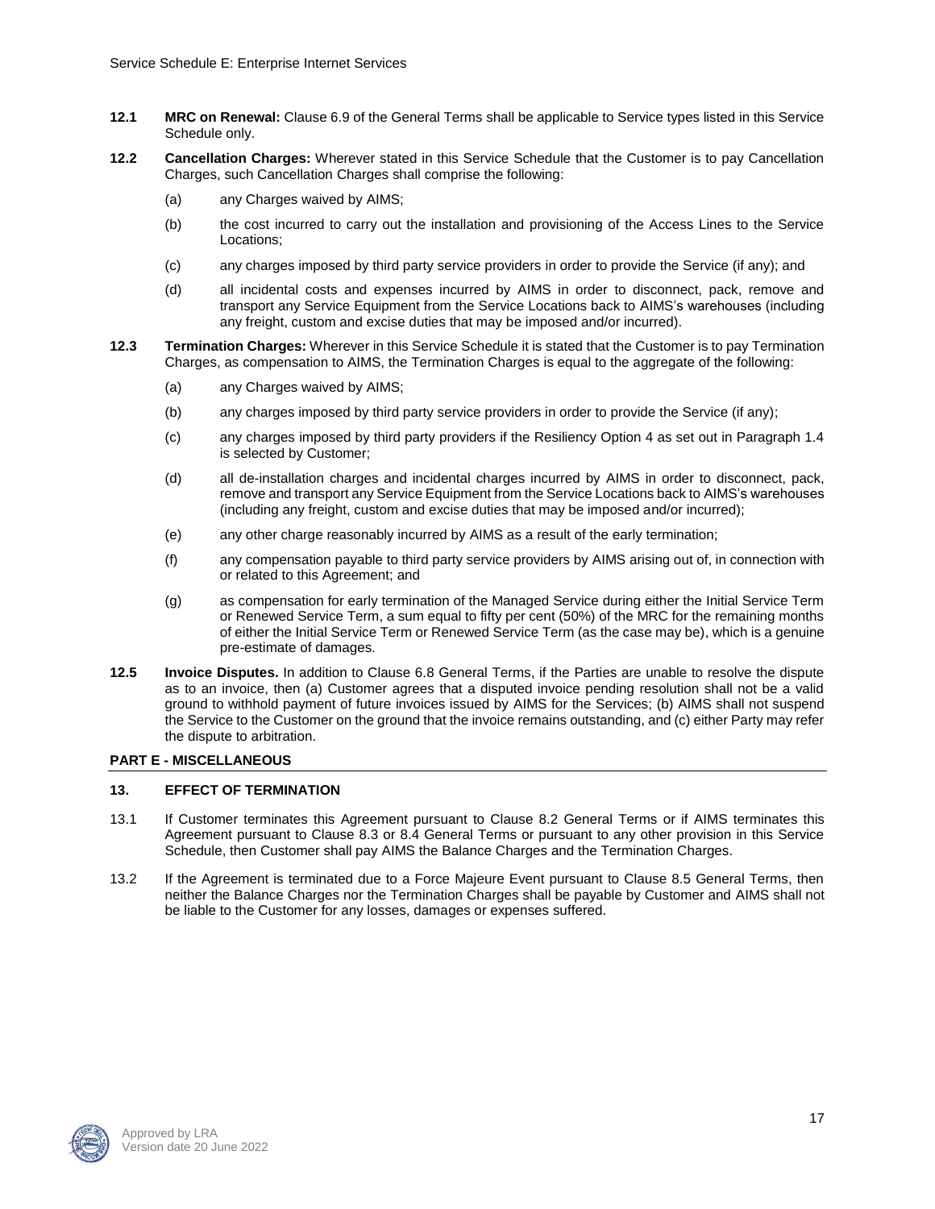**12.1** **MRC on Renewal:** Clause 6.9 of the General Terms shall be applicable to Service types listed in this Service Schedule only.

**12.2** **Cancellation Charges:** Wherever stated in this Service Schedule that the Customer is to pay Cancellation Charges, such Cancellation Charges shall comprise the following:

(a) any Charges waived by AIMS;

(b) the cost incurred to carry out the installation and provisioning of the Access Lines to the Service Locations;

(c) any charges imposed by third party service providers in order to provide the Service (if any); and

(d) all incidental costs and expenses incurred by AIMS in order to disconnect, pack, remove and transport any Service Equipment from the Service Locations back to AIMS's warehouses (including any freight, custom and excise duties that may be imposed and/or incurred).

**12.3** **Termination Charges:** Wherever in this Service Schedule it is stated that the Customer is to pay Termination Charges, as compensation to AIMS, the Termination Charges is equal to the aggregate of the following:

(a) any Charges waived by AIMS;

(b) any charges imposed by third party service providers in order to provide the Service (if any);

(c) any charges imposed by third party providers if the Resiliency Option 4 as set out in Paragraph 1.4 is selected by Customer;

(d) all de-installation charges and incidental charges incurred by AIMS in order to disconnect, pack, remove and transport any Service Equipment from the Service Locations back to AIMS's warehouses (including any freight, custom and excise duties that may be imposed and/or incurred);

(e) any other charge reasonably incurred by AIMS as a result of the early termination;

(f) any compensation payable to third party service providers by AIMS arising out of, in connection with or related to this Agreement; and

(g) as compensation for early termination of the Managed Service during either the Initial Service Term or Renewed Service Term, a sum equal to fifty per cent (50%) of the MRC for the remaining months of either the Initial Service Term or Renewed Service Term (as the case may be), which is a genuine pre-estimate of damages.

**12.5** **Invoice Disputes.** In addition to Clause 6.8 General Terms, if the Parties are unable to resolve the dispute as to an invoice, then (a) Customer agrees that a disputed invoice pending resolution shall not be a valid ground to withhold payment of future invoices issued by AIMS for the Services; (b) AIMS shall not suspend the Service to the Customer on the ground that the invoice remains outstanding, and (c) either Party may refer the dispute to arbitration.

## PART E - MISCELLANEOUS

### 13. EFFECT OF TERMINATION

13.1 If Customer terminates this Agreement pursuant to Clause 8.2 General Terms or if AIMS terminates this Agreement pursuant to Clause 8.3 or 8.4 General Terms or pursuant to any other provision in this Service Schedule, then Customer shall pay AIMS the Balance Charges and the Termination Charges.

13.2 If the Agreement is terminated due to a Force Majeure Event pursuant to Clause 8.5 General Terms, then neither the Balance Charges nor the Termination Charges shall be payable by Customer and AIMS shall not be liable to the Customer for any losses, damages or expenses suffered.

Approved by LRA
Version date 20 June 2022